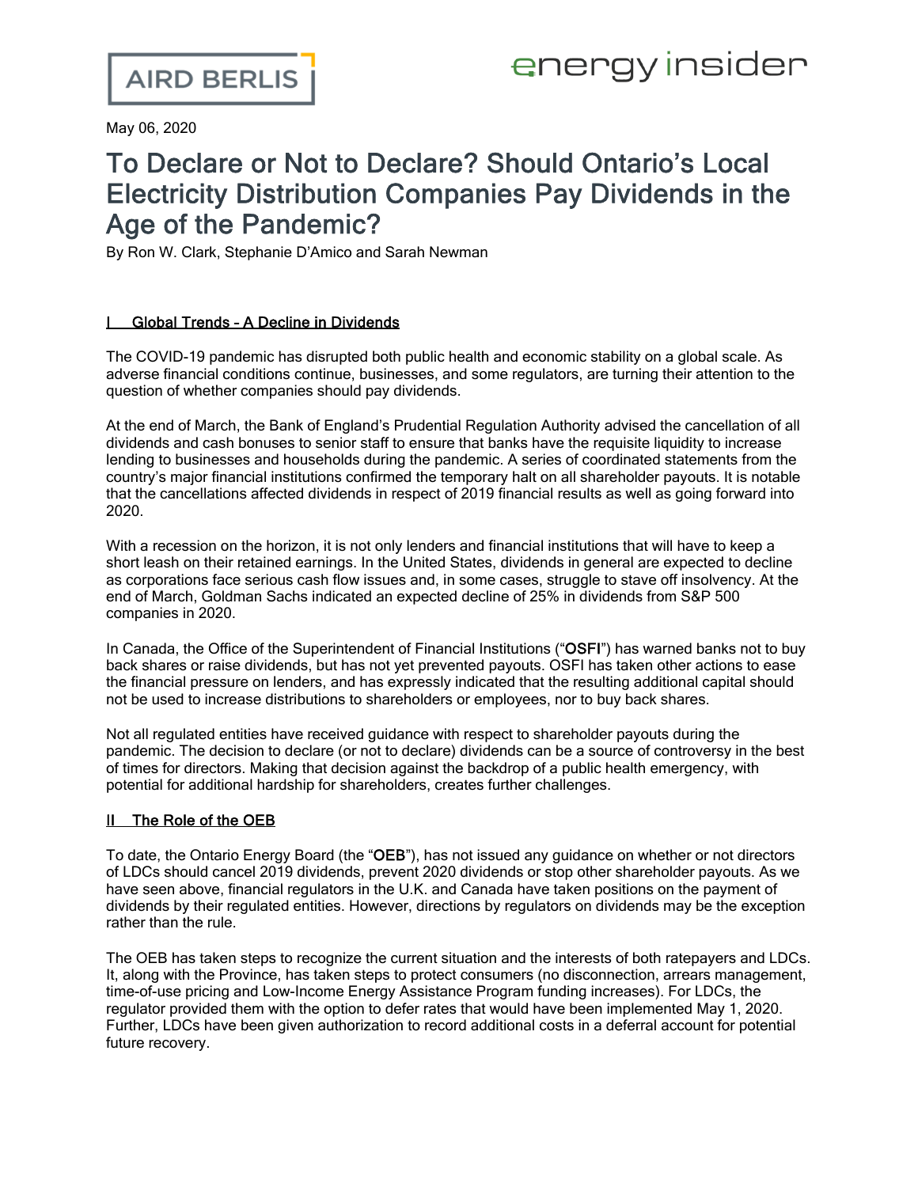AIRD BERLIS

energy insider

May 06, 2020

# To Declare or Not to Declare? Should Ontario's Local Electricity Distribution Companies Pay Dividends in the Age of the Pandemic?

By Ron W. Clark, Stephanie D'Amico and Sarah Newman

## I Global Trends - A Decline in Dividends

The COVID-19 pandemic has disrupted both public health and economic stability on a global scale. As adverse financial conditions continue, businesses, and some regulators, are turning their attention to the question of whether companies should pay dividends.

At the end of March, the Bank of England's Prudential Regulation Authority advised the cancellation of all dividends and cash bonuses to senior staff to ensure that banks have the requisite liquidity to increase lending to businesses and households during the pandemic. A series of coordinated statements from the country's major financial institutions confirmed the temporary halt on all shareholder payouts. It is notable that the cancellations affected dividends in respect of 2019 financial results as well as going forward into 2020.

With a recession on the horizon, it is not only lenders and financial institutions that will have to keep a short leash on their retained earnings. In the United States, dividends in general are expected to decline as corporations face serious cash flow issues and, in some cases, struggle to stave off insolvency. At the end of March, Goldman Sachs indicated an expected decline of 25% in dividends from S&P 500 companies in 2020.

In Canada, the Office of the Superintendent of Financial Institutions ("**OSFI**") has warned banks not to buy back shares or raise dividends, but has not yet prevented payouts. OSFI has taken other actions to ease the financial pressure on lenders, and has expressly indicated that the resulting additional capital should not be used to increase distributions to shareholders or employees, nor to buy back shares.

Not all regulated entities have received guidance with respect to shareholder payouts during the pandemic. The decision to declare (or not to declare) dividends can be a source of controversy in the best of times for directors. Making that decision against the backdrop of a public health emergency, with potential for additional hardship for shareholders, creates further challenges.

## II The Role of the OEB

To date, the Ontario Energy Board (the "**OEB**"), has not issued any guidance on whether or not directors of LDCs should cancel 2019 dividends, prevent 2020 dividends or stop other shareholder payouts. As we have seen above, financial regulators in the U.K. and Canada have taken positions on the payment of dividends by their regulated entities. However, directions by regulators on dividends may be the exception rather than the rule.

The OEB has taken steps to recognize the current situation and the interests of both ratepayers and LDCs. It, along with the Province, has taken steps to protect consumers (no disconnection, arrears management, time-of-use pricing and Low-Income Energy Assistance Program funding increases). For LDCs, the regulator provided them with the option to defer rates that would have been implemented May 1, 2020. Further, LDCs have been given authorization to record additional costs in a deferral account for potential future recovery.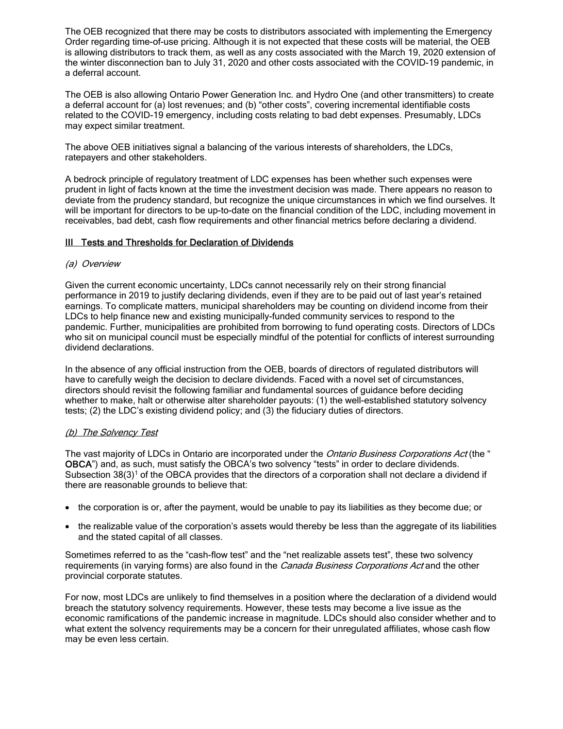The OEB recognized that there may be costs to distributors associated with implementing the Emergency Order regarding time-of-use pricing. Although it is not expected that these costs will be material, the OEB is allowing distributors to track them, as well as any costs associated with the March 19, 2020 extension of the winter disconnection ban to July 31, 2020 and other costs associated with the COVID-19 pandemic, in a deferral account.

The OEB is also allowing Ontario Power Generation Inc. and Hydro One (and other transmitters) to create a deferral account for (a) lost revenues; and (b) "other costs", covering incremental identifiable costs related to the COVID-19 emergency, including costs relating to bad debt expenses. Presumably, LDCs may expect similar treatment.

The above OEB initiatives signal a balancing of the various interests of shareholders, the LDCs, ratepayers and other stakeholders.

A bedrock principle of regulatory treatment of LDC expenses has been whether such expenses were prudent in light of facts known at the time the investment decision was made. There appears no reason to deviate from the prudency standard, but recognize the unique circumstances in which we find ourselves. It will be important for directors to be up-to-date on the financial condition of the LDC, including movement in receivables, bad debt, cash flow requirements and other financial metrics before declaring a dividend.

## III Tests and Thresholds for Declaration of Dividends

### *(a) Overview*

Given the current economic uncertainty, LDCs cannot necessarily rely on their strong financial performance in 2019 to justify declaring dividends, even if they are to be paid out of last year's retained earnings. To complicate matters, municipal shareholders may be counting on dividend income from their LDCs to help finance new and existing municipally-funded community services to respond to the pandemic. Further, municipalities are prohibited from borrowing to fund operating costs. Directors of LDCs who sit on municipal council must be especially mindful of the potential for conflicts of interest surrounding dividend declarations.

In the absence of any official instruction from the OEB, boards of directors of regulated distributors will have to carefully weigh the decision to declare dividends. Faced with a novel set of circumstances, directors should revisit the following familiar and fundamental sources of guidance before deciding whether to make, halt or otherwise alter shareholder payouts: (1) the well-established statutory solvency tests; (2) the LDC's existing dividend policy; and (3) the fiduciary duties of directors.

### *(b) The Solvency Test*

The vast majority of LDCs in Ontario are incorporated under the *Ontario Business Corporations Act* (the "**OBCA**") and, as such, must satisfy the OBCA's two solvency "tests" in order to declare dividends. Subsection 38(3)[1] of the OBCA provides that the directors of a corporation shall not declare a dividend if there are reasonable grounds to believe that:

- the corporation is or, after the payment, would be unable to pay its liabilities as they become due; or
- the realizable value of the corporation's assets would thereby be less than the aggregate of its liabilities and the stated capital of all classes.

Sometimes referred to as the "cash-flow test" and the "net realizable assets test", these two solvency requirements (in varying forms) are also found in the *Canada Business Corporations Act* and the other provincial corporate statutes.

For now, most LDCs are unlikely to find themselves in a position where the declaration of a dividend would breach the statutory solvency requirements. However, these tests may become a live issue as the economic ramifications of the pandemic increase in magnitude. LDCs should also consider whether and to what extent the solvency requirements may be a concern for their unregulated affiliates, whose cash flow may be even less certain.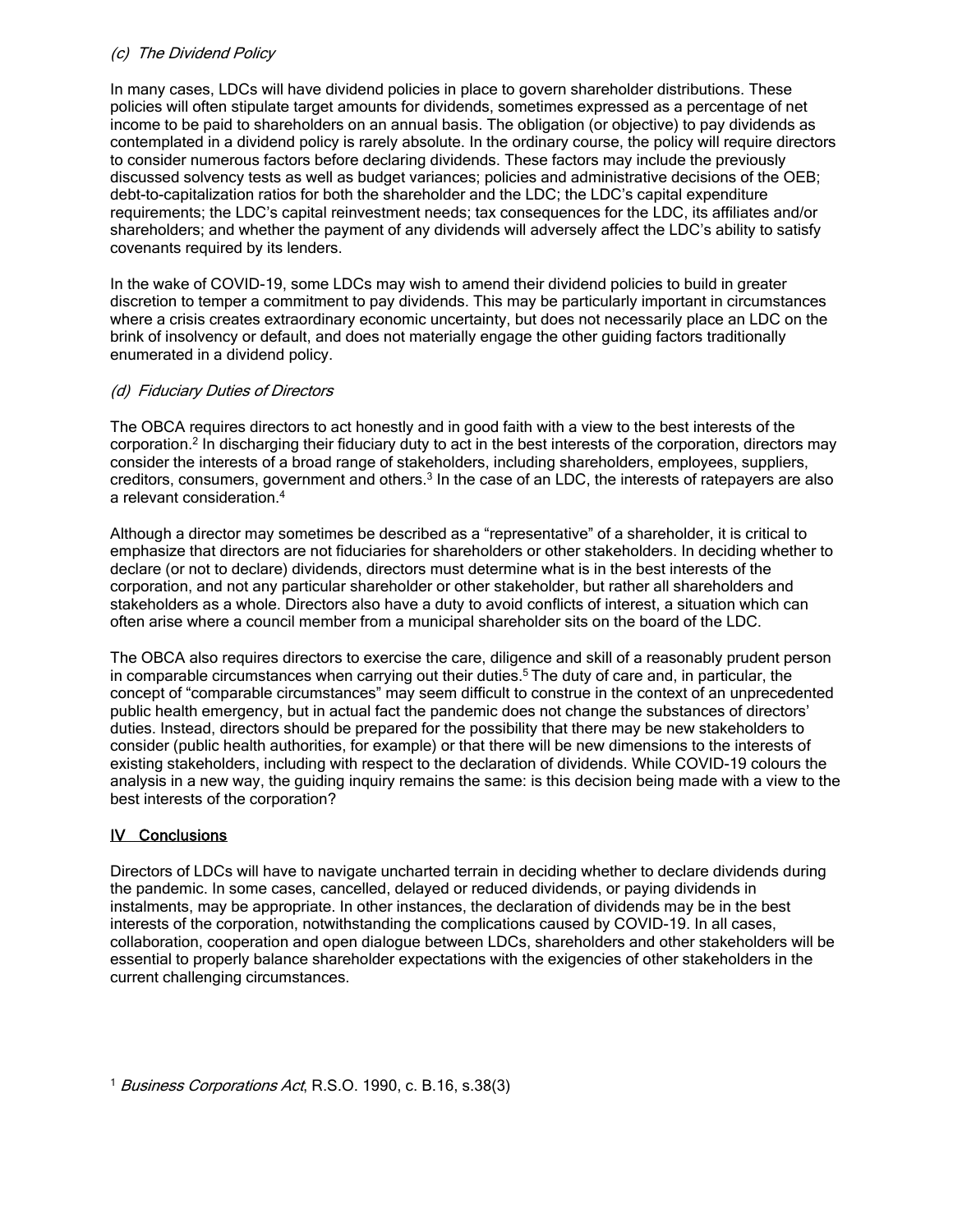### *(c) The Dividend Policy*

In many cases, LDCs will have dividend policies in place to govern shareholder distributions. These policies will often stipulate target amounts for dividends, sometimes expressed as a percentage of net income to be paid to shareholders on an annual basis. The obligation (or objective) to pay dividends as contemplated in a dividend policy is rarely absolute. In the ordinary course, the policy will require directors to consider numerous factors before declaring dividends. These factors may include the previously discussed solvency tests as well as budget variances; policies and administrative decisions of the OEB; debt-to-capitalization ratios for both the shareholder and the LDC; the LDC's capital expenditure requirements; the LDC's capital reinvestment needs; tax consequences for the LDC, its affiliates and/or shareholders; and whether the payment of any dividends will adversely affect the LDC's ability to satisfy covenants required by its lenders.

In the wake of COVID-19, some LDCs may wish to amend their dividend policies to build in greater discretion to temper a commitment to pay dividends. This may be particularly important in circumstances where a crisis creates extraordinary economic uncertainty, but does not necessarily place an LDC on the brink of insolvency or default, and does not materially engage the other guiding factors traditionally enumerated in a dividend policy.

### *(d) Fiduciary Duties of Directors*

The OBCA requires directors to act honestly and in good faith with a view to the best interests of the corporation.[2] In discharging their fiduciary duty to act in the best interests of the corporation, directors may consider the interests of a broad range of stakeholders, including shareholders, employees, suppliers, creditors, consumers, government and others.[3] In the case of an LDC, the interests of ratepayers are also a relevant consideration.[4]

Although a director may sometimes be described as a "representative" of a shareholder, it is critical to emphasize that directors are not fiduciaries for shareholders or other stakeholders. In deciding whether to declare (or not to declare) dividends, directors must determine what is in the best interests of the corporation, and not any particular shareholder or other stakeholder, but rather all shareholders and stakeholders as a whole. Directors also have a duty to avoid conflicts of interest, a situation which can often arise where a council member from a municipal shareholder sits on the board of the LDC.

The OBCA also requires directors to exercise the care, diligence and skill of a reasonably prudent person in comparable circumstances when carrying out their duties.[5] The duty of care and, in particular, the concept of "comparable circumstances" may seem difficult to construe in the context of an unprecedented public health emergency, but in actual fact the pandemic does not change the substances of directors' duties. Instead, directors should be prepared for the possibility that there may be new stakeholders to consider (public health authorities, for example) or that there will be new dimensions to the interests of existing stakeholders, including with respect to the declaration of dividends. While COVID-19 colours the analysis in a new way, the guiding inquiry remains the same: is this decision being made with a view to the best interests of the corporation?

## IV Conclusions

Directors of LDCs will have to navigate uncharted terrain in deciding whether to declare dividends during the pandemic. In some cases, cancelled, delayed or reduced dividends, or paying dividends in instalments, may be appropriate. In other instances, the declaration of dividends may be in the best interests of the corporation, notwithstanding the complications caused by COVID-19. In all cases, collaboration, cooperation and open dialogue between LDCs, shareholders and other stakeholders will be essential to properly balance shareholder expectations with the exigencies of other stakeholders in the current challenging circumstances.

[1] *Business Corporations Act*, R.S.O. 1990, c. B.16, s.38(3)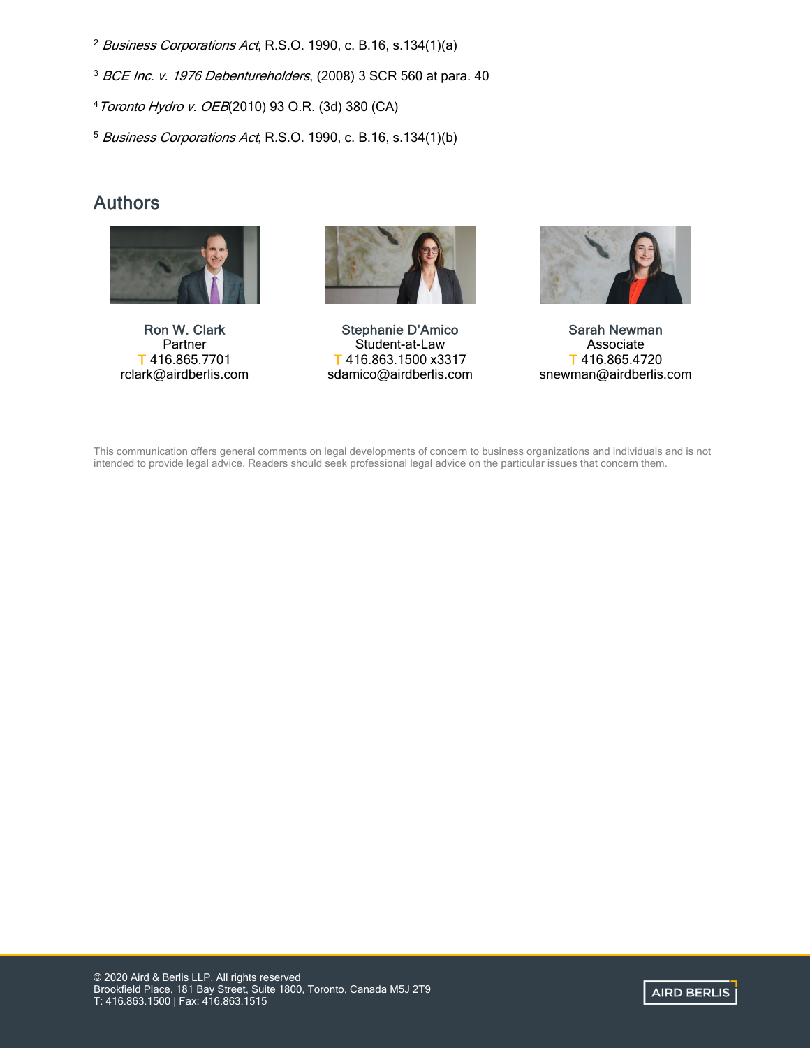[2] *Business Corporations Act*, R.S.O. 1990, c. B.16, s.134(1)(a)

[3] *BCE Inc. v. 1976 Debentureholders*, (2008) 3 SCR 560 at para. 40

[4] *Toronto Hydro v. OEB*(2010) 93 O.R. (3d) 380 (CA)

[5] *Business Corporations Act*, R.S.O. 1990, c. B.16, s.134(1)(b)

## Authors

Ron W. Clark
Partner
T 416.865.7701
rclark@airdberlis.com

Stephanie D'Amico
Student-at-Law
T 416.863.1500 x3317
sdamico@airdberlis.com

Sarah Newman
Associate
T 416.865.4720
snewman@airdberlis.com

This communication offers general comments on legal developments of concern to business organizations and individuals and is not intended to provide legal advice. Readers should seek professional legal advice on the particular issues that concern them.

© 2020 Aird & Berlis LLP. All rights reserved
Brookfield Place, 181 Bay Street, Suite 1800, Toronto, Canada M5J 2T9
T: 416.863.1500 | Fax: 416.863.1515

AIRD BERLIS